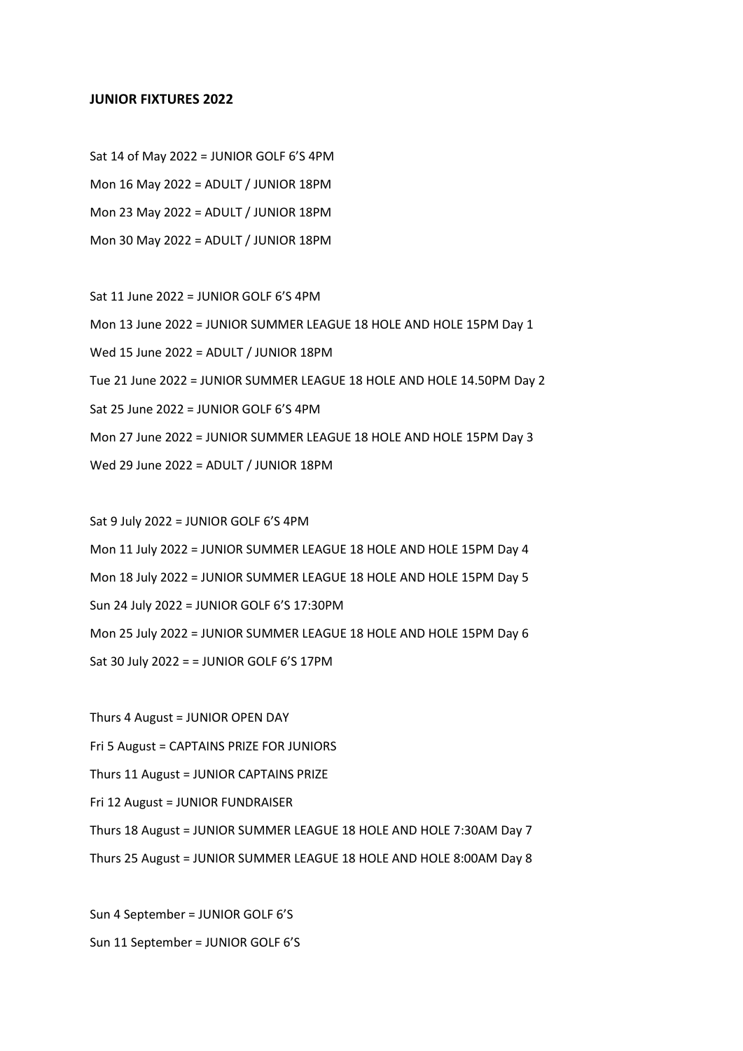**JUNIOR FIXTURES 2022**

Sat 14 of May 2022 = JUNIOR GOLF 6'S 4PM

Mon 16 May 2022 = ADULT / JUNIOR 18PM

Mon 23 May 2022 = ADULT / JUNIOR 18PM

Mon 30 May 2022 = ADULT / JUNIOR 18PM

Sat 11 June 2022 = JUNIOR GOLF 6'S 4PM

Mon 13 June 2022 = JUNIOR SUMMER LEAGUE 18 HOLE AND HOLE 15PM Day 1

Wed 15 June 2022 = ADULT / JUNIOR 18PM

Tue 21 June 2022 = JUNIOR SUMMER LEAGUE 18 HOLE AND HOLE 14.50PM Day 2

Sat 25 June 2022 = JUNIOR GOLF 6'S 4PM

Mon 27 June 2022 = JUNIOR SUMMER LEAGUE 18 HOLE AND HOLE 15PM Day 3

Wed 29 June 2022 = ADULT / JUNIOR 18PM

Sat 9 July 2022 = JUNIOR GOLF 6'S 4PM

Mon 11 July 2022 = JUNIOR SUMMER LEAGUE 18 HOLE AND HOLE 15PM Day 4

Mon 18 July 2022 = JUNIOR SUMMER LEAGUE 18 HOLE AND HOLE 15PM Day 5

Sun 24 July 2022 = JUNIOR GOLF 6'S 17:30PM

Mon 25 July 2022 = JUNIOR SUMMER LEAGUE 18 HOLE AND HOLE 15PM Day 6

Sat 30 July 2022 = = JUNIOR GOLF 6'S 17PM

Thurs 4 August = JUNIOR OPEN DAY

Fri 5 August = CAPTAINS PRIZE FOR JUNIORS

Thurs 11 August = JUNIOR CAPTAINS PRIZE

Fri 12 August = JUNIOR FUNDRAISER

Thurs 18 August = JUNIOR SUMMER LEAGUE 18 HOLE AND HOLE 7:30AM Day 7

Thurs 25 August = JUNIOR SUMMER LEAGUE 18 HOLE AND HOLE 8:00AM Day 8

Sun 4 September = JUNIOR GOLF 6'S

Sun 11 September = JUNIOR GOLF 6'S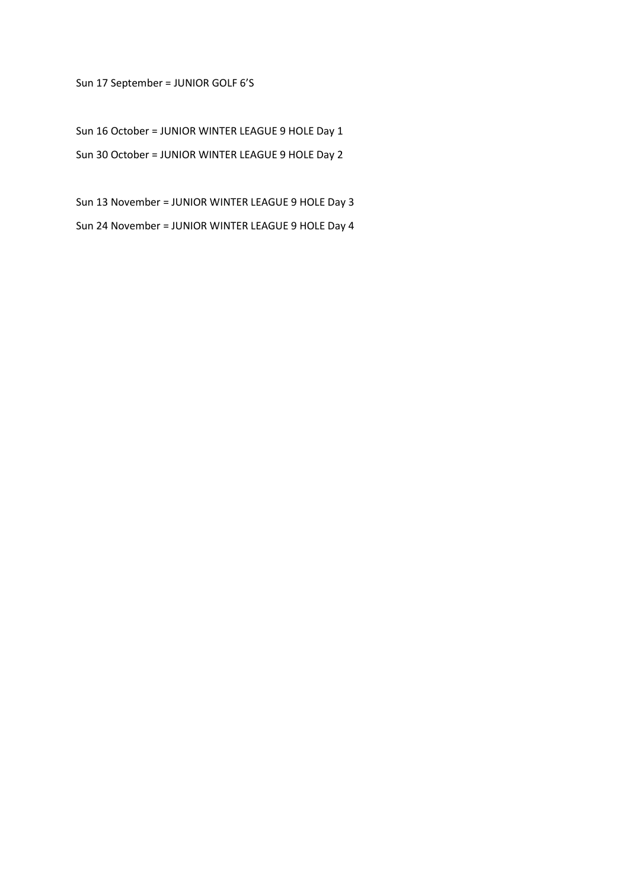Sun 17 September = JUNIOR GOLF 6'S

Sun 16 October = JUNIOR WINTER LEAGUE 9 HOLE Day 1

Sun 30 October = JUNIOR WINTER LEAGUE 9 HOLE Day 2

Sun 13 November = JUNIOR WINTER LEAGUE 9 HOLE Day 3

Sun 24 November = JUNIOR WINTER LEAGUE 9 HOLE Day 4